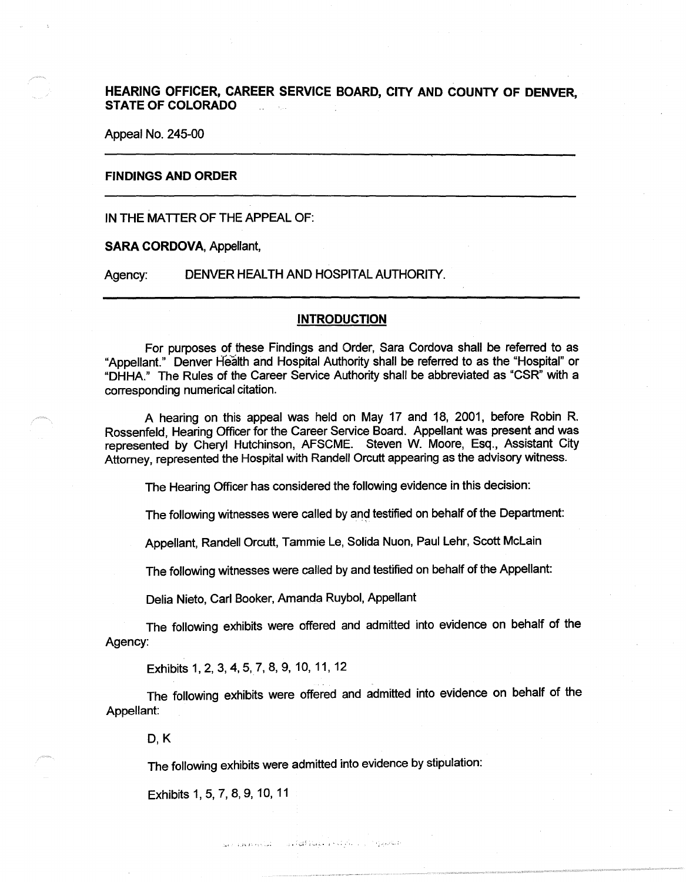**HEARING OFFICER, CAREER SERVICE BOARD, CITY AND COUNTY OF DENVER, STATE OF COLORADO**

Appeal No. 245-00

---

**FINDINGS AND ORDER**

---

IN THE MATTER OF THE APPEAL OF:

**SARA CORDOVA**, Appellant,

Agency: DENVER HEALTH AND HOSPITAL AUTHORITY.

---

## INTRODUCTION

For purposes of these Findings and Order, Sara Cordova shall be referred to as "Appellant." Denver Health and Hospital Authority shall be referred to as the "Hospital" or "DHHA." The Rules of the Career Service Authority shall be abbreviated as "CSR" with a corresponding numerical citation.

A hearing on this appeal was held on May 17 and 18, 2001, before Robin R. Rossenfeld, Hearing Officer for the Career Service Board. Appellant was present and was represented by Cheryl Hutchinson, AFSCME. Steven W. Moore, Esq., Assistant City Attorney, represented the Hospital with Randell Orcutt appearing as the advisory witness.

The Hearing Officer has considered the following evidence in this decision:

The following witnesses were called by and testified on behalf of the Department:

Appellant, Randell Orcutt, Tammie Le, Solida Nuon, Paul Lehr, Scott McLain

The following witnesses were called by and testified on behalf of the Appellant:

Delia Nieto, Carl Booker, Amanda Ruybol, Appellant

The following exhibits were offered and admitted into evidence on behalf of the Agency:

Exhibits 1, 2, 3, 4, 5, 7, 8, 9, 10, 11, 12

The following exhibits were offered and admitted into evidence on behalf of the Appellant:

D, K

The following exhibits were admitted into evidence by stipulation:

Exhibits 1, 5, 7, 8, 9, 10, 11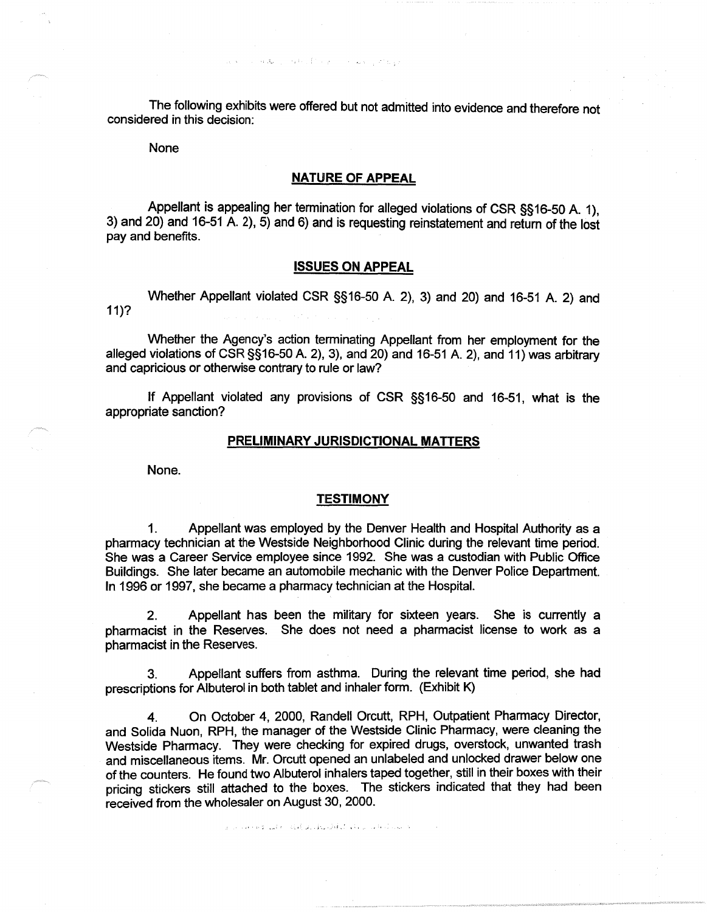The following exhibits were offered but not admitted into evidence and therefore not considered in this decision:

None

## NATURE OF APPEAL

Appellant is appealing her termination for alleged violations of CSR §§16-50 A. 1), 3) and 20) and 16-51 A. 2), 5) and 6) and is requesting reinstatement and return of the lost pay and benefits.

## ISSUES ON APPEAL

Whether Appellant violated CSR §§16-50 A. 2), 3) and 20) and 16-51 A. 2) and 11)?

Whether the Agency's action terminating Appellant from her employment for the alleged violations of CSR §§16-50 A. 2), 3), and 20) and 16-51 A. 2), and 11) was arbitrary and capricious or otherwise contrary to rule or law?

If Appellant violated any provisions of CSR §§16-50 and 16-51, what is the appropriate sanction?

## PRELIMINARY JURISDICTIONAL MATTERS

None.

## TESTIMONY

1. Appellant was employed by the Denver Health and Hospital Authority as a pharmacy technician at the Westside Neighborhood Clinic during the relevant time period. She was a Career Service employee since 1992. She was a custodian with Public Office Buildings. She later became an automobile mechanic with the Denver Police Department. In 1996 or 1997, she became a pharmacy technician at the Hospital.

2. Appellant has been the military for sixteen years. She is currently a pharmacist in the Reserves. She does not need a pharmacist license to work as a pharmacist in the Reserves.

3. Appellant suffers from asthma. During the relevant time period, she had prescriptions for Albuterol in both tablet and inhaler form. (Exhibit K)

4. On October 4, 2000, Randell Orcutt, RPH, Outpatient Pharmacy Director, and Solida Nuon, RPH, the manager of the Westside Clinic Pharmacy, were cleaning the Westside Pharmacy. They were checking for expired drugs, overstock, unwanted trash and miscellaneous items. Mr. Orcutt opened an unlabeled and unlocked drawer below one of the counters. He found two Albuterol inhalers taped together, still in their boxes with their pricing stickers still attached to the boxes. The stickers indicated that they had been received from the wholesaler on August 30, 2000.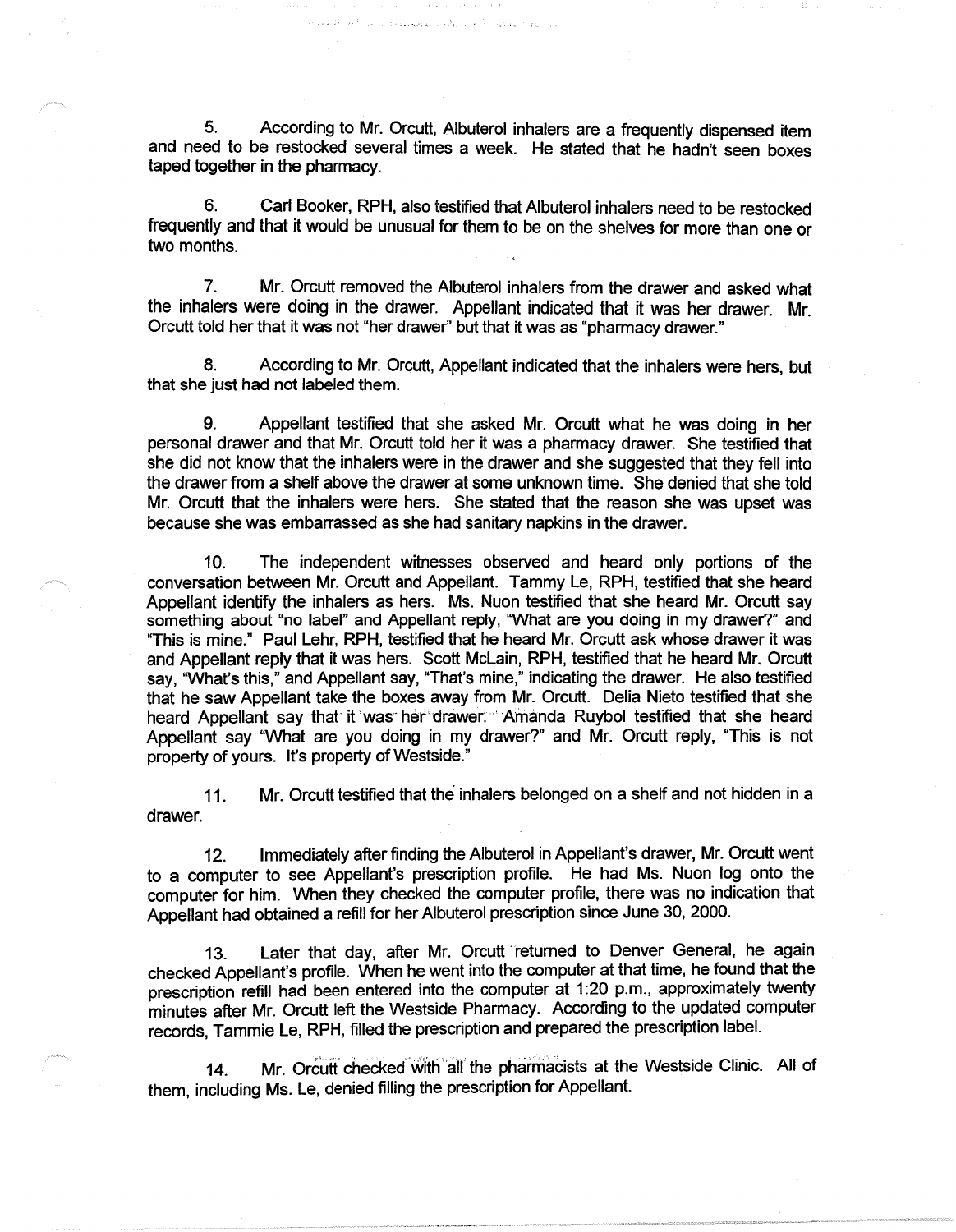5. According to Mr. Orcutt, Albuterol inhalers are a frequently dispensed item and need to be restocked several times a week. He stated that he hadn't seen boxes taped together in the pharmacy.

6. Carl Booker, RPH, also testified that Albuterol inhalers need to be restocked frequently and that it would be unusual for them to be on the shelves for more than one or two months.

7. Mr. Orcutt removed the Albuterol inhalers from the drawer and asked what the inhalers were doing in the drawer. Appellant indicated that it was her drawer. Mr. Orcutt told her that it was not "her drawer" but that it was as "pharmacy drawer."

8. According to Mr. Orcutt, Appellant indicated that the inhalers were hers, but that she just had not labeled them.

9. Appellant testified that she asked Mr. Orcutt what he was doing in her personal drawer and that Mr. Orcutt told her it was a pharmacy drawer. She testified that she did not know that the inhalers were in the drawer and she suggested that they fell into the drawer from a shelf above the drawer at some unknown time. She denied that she told Mr. Orcutt that the inhalers were hers. She stated that the reason she was upset was because she was embarrassed as she had sanitary napkins in the drawer.

10. The independent witnesses observed and heard only portions of the conversation between Mr. Orcutt and Appellant. Tammy Le, RPH, testified that she heard Appellant identify the inhalers as hers. Ms. Nuon testified that she heard Mr. Orcutt say something about "no label" and Appellant reply, "What are you doing in my drawer?" and "This is mine." Paul Lehr, RPH, testified that he heard Mr. Orcutt ask whose drawer it was and Appellant reply that it was hers. Scott McLain, RPH, testified that he heard Mr. Orcutt say, "What's this," and Appellant say, "That's mine," indicating the drawer. He also testified that he saw Appellant take the boxes away from Mr. Orcutt. Delia Nieto testified that she heard Appellant say that it was her drawer. Amanda Ruybol testified that she heard Appellant say "What are you doing in my drawer?" and Mr. Orcutt reply, "This is not property of yours. It's property of Westside."

11. Mr. Orcutt testified that the inhalers belonged on a shelf and not hidden in a drawer.

12. Immediately after finding the Albuterol in Appellant's drawer, Mr. Orcutt went to a computer to see Appellant's prescription profile. He had Ms. Nuon log onto the computer for him. When they checked the computer profile, there was no indication that Appellant had obtained a refill for her Albuterol prescription since June 30, 2000.

13. Later that day, after Mr. Orcutt returned to Denver General, he again checked Appellant's profile. When he went into the computer at that time, he found that the prescription refill had been entered into the computer at 1:20 p.m., approximately twenty minutes after Mr. Orcutt left the Westside Pharmacy. According to the updated computer records, Tammie Le, RPH, filled the prescription and prepared the prescription label.

14. Mr. Orcutt checked with all the pharmacists at the Westside Clinic. All of them, including Ms. Le, denied filling the prescription for Appellant.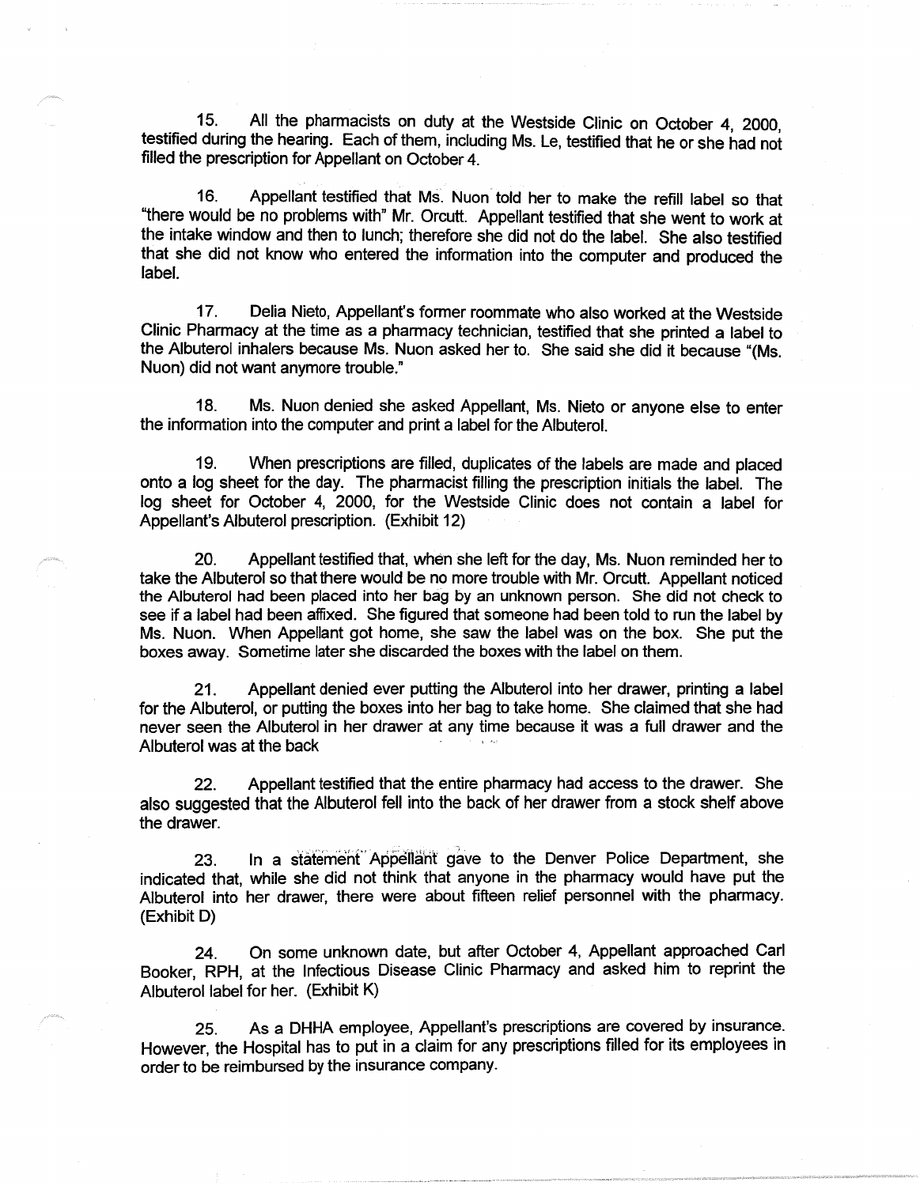15. All the pharmacists on duty at the Westside Clinic on October 4, 2000, testified during the hearing. Each of them, including Ms. Le, testified that he or she had not filled the prescription for Appellant on October 4.

16. Appellant testified that Ms. Nuon told her to make the refill label so that "there would be no problems with" Mr. Orcutt. Appellant testified that she went to work at the intake window and then to lunch; therefore she did not do the label. She also testified that she did not know who entered the information into the computer and produced the label.

17. Delia Nieto, Appellant's former roommate who also worked at the Westside Clinic Pharmacy at the time as a pharmacy technician, testified that she printed a label to the Albuterol inhalers because Ms. Nuon asked her to. She said she did it because "(Ms. Nuon) did not want anymore trouble."

18. Ms. Nuon denied she asked Appellant, Ms. Nieto or anyone else to enter the information into the computer and print a label for the Albuterol.

19. When prescriptions are filled, duplicates of the labels are made and placed onto a log sheet for the day. The pharmacist filling the prescription initials the label. The log sheet for October 4, 2000, for the Westside Clinic does not contain a label for Appellant's Albuterol prescription. (Exhibit 12)

20. Appellant testified that, when she left for the day, Ms. Nuon reminded her to take the Albuterol so that there would be no more trouble with Mr. Orcutt. Appellant noticed the Albuterol had been placed into her bag by an unknown person. She did not check to see if a label had been affixed. She figured that someone had been told to run the label by Ms. Nuon. When Appellant got home, she saw the label was on the box. She put the boxes away. Sometime later she discarded the boxes with the label on them.

21. Appellant denied ever putting the Albuterol into her drawer, printing a label for the Albuterol, or putting the boxes into her bag to take home. She claimed that she had never seen the Albuterol in her drawer at any time because it was a full drawer and the Albuterol was at the back

22. Appellant testified that the entire pharmacy had access to the drawer. She also suggested that the Albuterol fell into the back of her drawer from a stock shelf above the drawer.

23. In a statement Appellant gave to the Denver Police Department, she indicated that, while she did not think that anyone in the pharmacy would have put the Albuterol into her drawer, there were about fifteen relief personnel with the pharmacy. (Exhibit D)

24. On some unknown date, but after October 4, Appellant approached Carl Booker, RPH, at the Infectious Disease Clinic Pharmacy and asked him to reprint the Albuterol label for her. (Exhibit K)

25. As a DHHA employee, Appellant's prescriptions are covered by insurance. However, the Hospital has to put in a claim for any prescriptions filled for its employees in order to be reimbursed by the insurance company.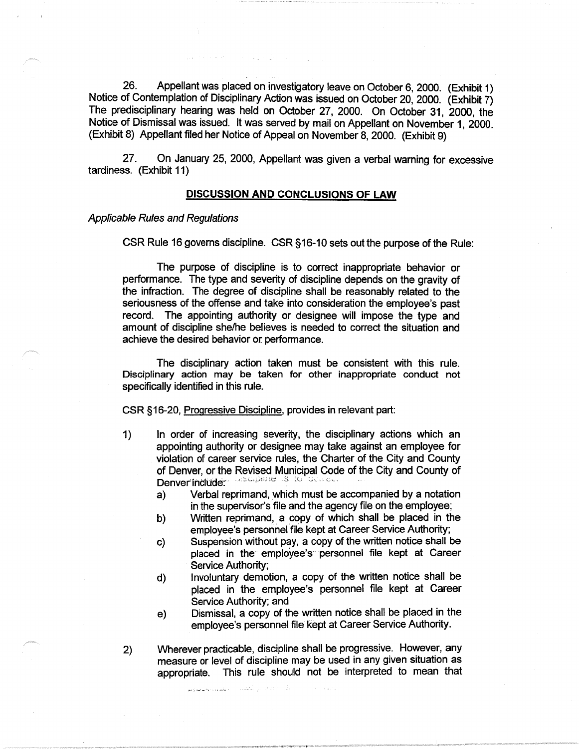26. Appellant was placed on investigatory leave on October 6, 2000. (Exhibit 1) Notice of Contemplation of Disciplinary Action was issued on October 20, 2000. (Exhibit 7) The predisciplinary hearing was held on October 27, 2000. On October 31, 2000, the Notice of Dismissal was issued. It was served by mail on Appellant on November 1, 2000. (Exhibit 8) Appellant filed her Notice of Appeal on November 8, 2000. (Exhibit 9)

27. On January 25, 2000, Appellant was given a verbal warning for excessive tardiness. (Exhibit 11)

## DISCUSSION AND CONCLUSIONS OF LAW

*Applicable Rules and Regulations*

CSR Rule 16 governs discipline. CSR §16-10 sets out the purpose of the Rule:

> The purpose of discipline is to correct inappropriate behavior or performance. The type and severity of discipline depends on the gravity of the infraction. The degree of discipline shall be reasonably related to the seriousness of the offense and take into consideration the employee's past record. The appointing authority or designee will impose the type and amount of discipline she/he believes is needed to correct the situation and achieve the desired behavior or performance.
>
> The disciplinary action taken must be consistent with this rule. Disciplinary action may be taken for other inappropriate conduct not specifically identified in this rule.

CSR §16-20, Progressive Discipline, provides in relevant part:

1) In order of increasing severity, the disciplinary actions which an appointing authority or designee may take against an employee for violation of career service rules, the Charter of the City and County of Denver, or the Revised Municipal Code of the City and County of Denver include:
   a) Verbal reprimand, which must be accompanied by a notation in the supervisor's file and the agency file on the employee;
   b) Written reprimand, a copy of which shall be placed in the employee's personnel file kept at Career Service Authority;
   c) Suspension without pay, a copy of the written notice shall be placed in the employee's personnel file kept at Career Service Authority;
   d) Involuntary demotion, a copy of the written notice shall be placed in the employee's personnel file kept at Career Service Authority; and
   e) Dismissal, a copy of the written notice shall be placed in the employee's personnel file kept at Career Service Authority.

2) Wherever practicable, discipline shall be progressive. However, any measure or level of discipline may be used in any given situation as appropriate. This rule should not be interpreted to mean that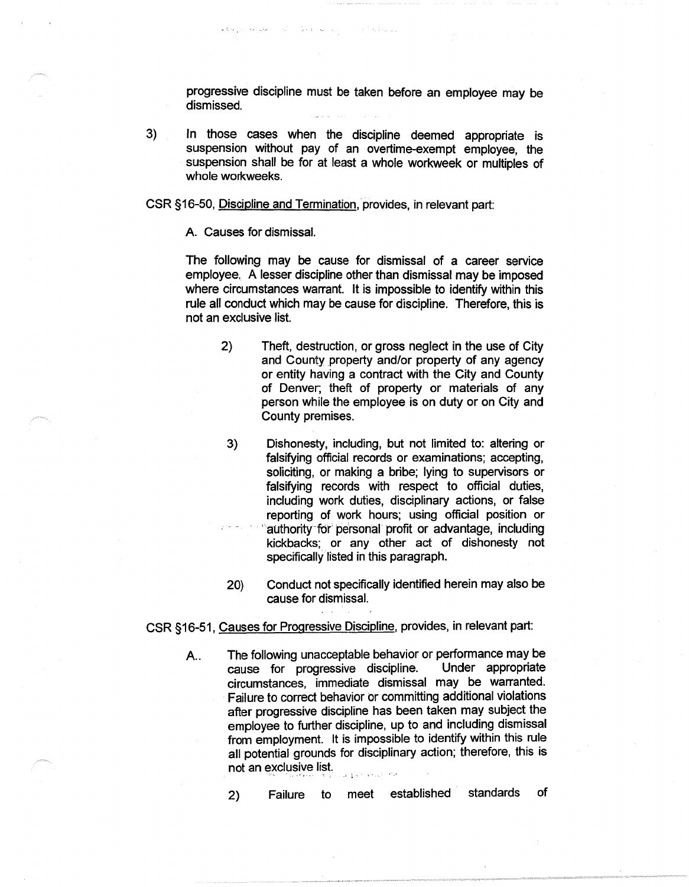progressive discipline must be taken before an employee may be dismissed.

3) In those cases when the discipline deemed appropriate is suspension without pay of an overtime-exempt employee, the suspension shall be for at least a whole workweek or multiples of whole workweeks.

CSR §16-50, Discipline and Termination, provides, in relevant part:

A. Causes for dismissal.

The following may be cause for dismissal of a career service employee. A lesser discipline other than dismissal may be imposed where circumstances warrant. It is impossible to identify within this rule all conduct which may be cause for discipline. Therefore, this is not an exclusive list.

2) Theft, destruction, or gross neglect in the use of City and County property and/or property of any agency or entity having a contract with the City and County of Denver; theft of property or materials of any person while the employee is on duty or on City and County premises.

3) Dishonesty, including, but not limited to: altering or falsifying official records or examinations; accepting, soliciting, or making a bribe; lying to supervisors or falsifying records with respect to official duties, including work duties, disciplinary actions, or false reporting of work hours; using official position or authority for personal profit or advantage, including kickbacks; or any other act of dishonesty not specifically listed in this paragraph.

20) Conduct not specifically identified herein may also be cause for dismissal.

CSR §16-51, Causes for Progressive Discipline, provides, in relevant part:

A.. The following unacceptable behavior or performance may be cause for progressive discipline. Under appropriate circumstances, immediate dismissal may be warranted. Failure to correct behavior or committing additional violations after progressive discipline has been taken may subject the employee to further discipline, up to and including dismissal from employment. It is impossible to identify within this rule all potential grounds for disciplinary action; therefore, this is not an exclusive list.

2) Failure to meet established standards of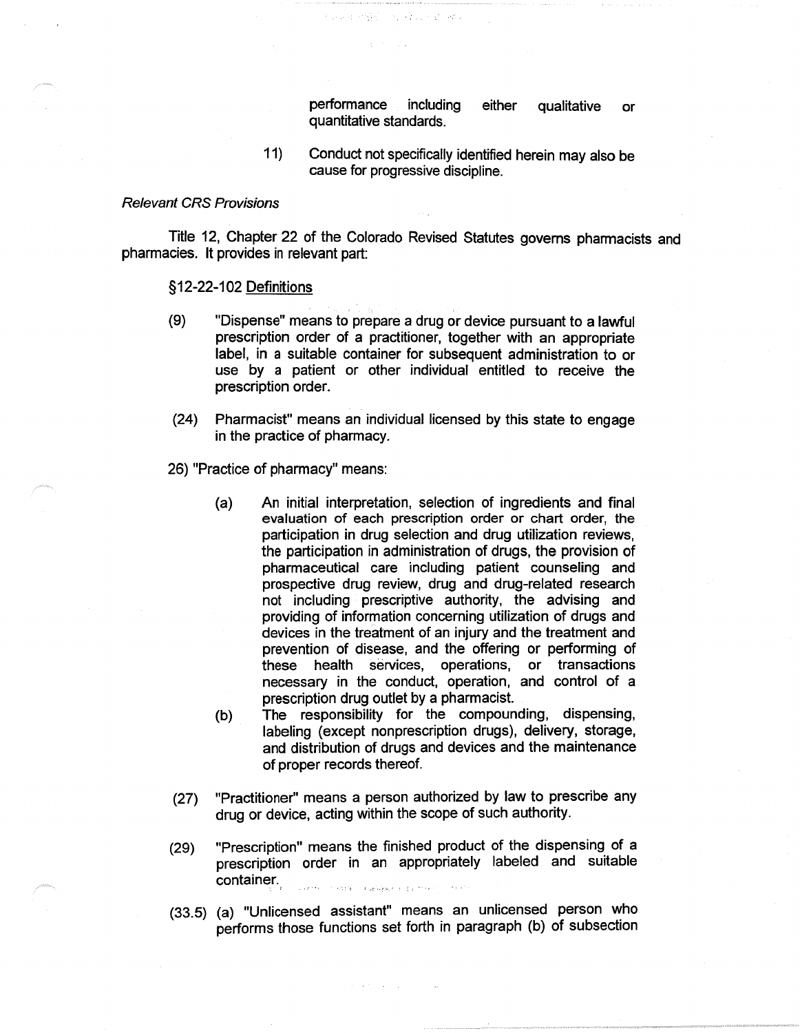performance including either qualitative or quantitative standards.

11) Conduct not specifically identified herein may also be cause for progressive discipline.

*Relevant CRS Provisions*

Title 12, Chapter 22 of the Colorado Revised Statutes governs pharmacists and pharmacies. It provides in relevant part:

§12-22-102 Definitions

(9) "Dispense" means to prepare a drug or device pursuant to a lawful prescription order of a practitioner, together with an appropriate label, in a suitable container for subsequent administration to or use by a patient or other individual entitled to receive the prescription order.

(24) Pharmacist" means an individual licensed by this state to engage in the practice of pharmacy.

26) "Practice of pharmacy" means:

(a) An initial interpretation, selection of ingredients and final evaluation of each prescription order or chart order, the participation in drug selection and drug utilization reviews, the participation in administration of drugs, the provision of pharmaceutical care including patient counseling and prospective drug review, drug and drug-related research not including prescriptive authority, the advising and providing of information concerning utilization of drugs and devices in the treatment of an injury and the treatment and prevention of disease, and the offering or performing of these health services, operations, or transactions necessary in the conduct, operation, and control of a prescription drug outlet by a pharmacist.

(b) The responsibility for the compounding, dispensing, labeling (except nonprescription drugs), delivery, storage, and distribution of drugs and devices and the maintenance of proper records thereof.

(27) "Practitioner" means a person authorized by law to prescribe any drug or device, acting within the scope of such authority.

(29) "Prescription" means the finished product of the dispensing of a prescription order in an appropriately labeled and suitable container.

(33.5) (a) "Unlicensed assistant" means an unlicensed person who performs those functions set forth in paragraph (b) of subsection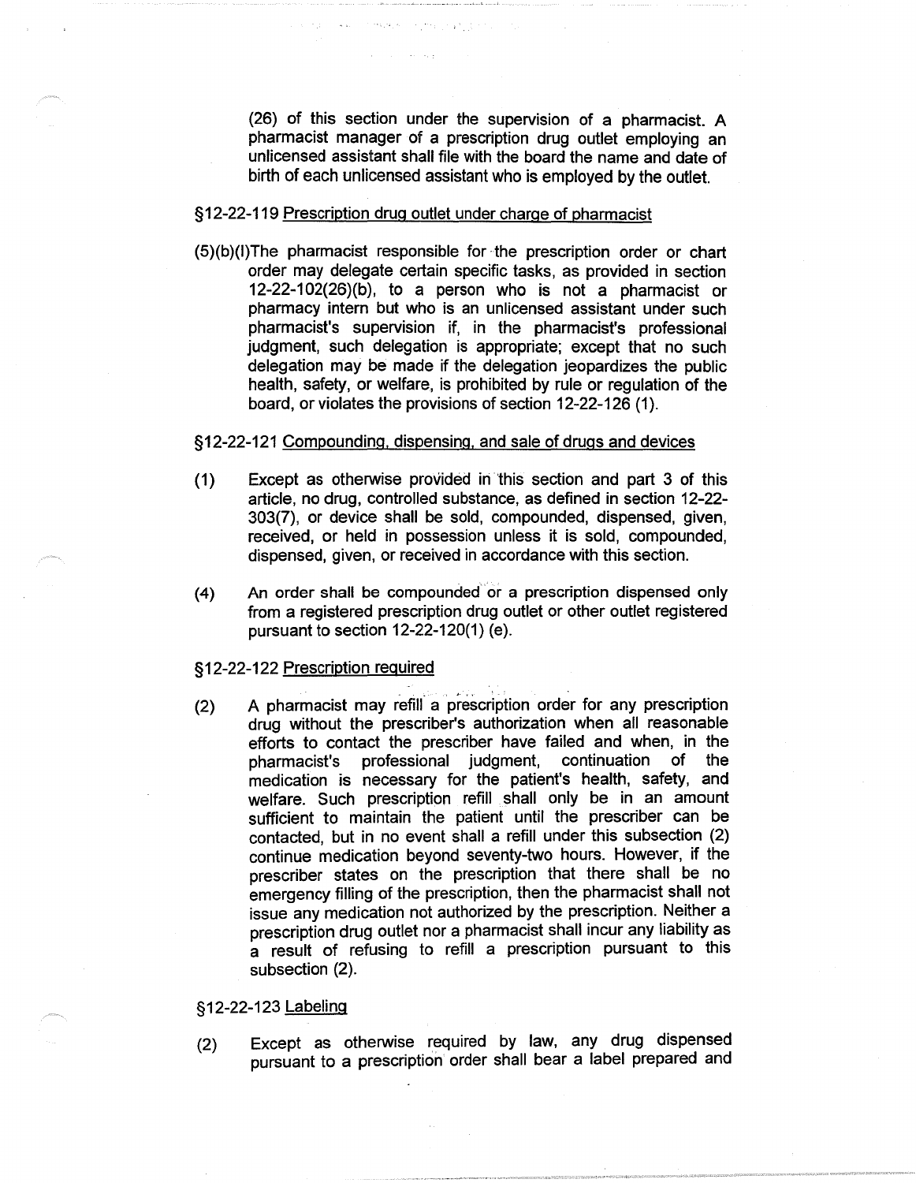(26) of this section under the supervision of a pharmacist. A pharmacist manager of a prescription drug outlet employing an unlicensed assistant shall file with the board the name and date of birth of each unlicensed assistant who is employed by the outlet.

§12-22-119 <u>Prescription drug outlet under charge of pharmacist</u>

(5)(b)(I)The pharmacist responsible for the prescription order or chart order may delegate certain specific tasks, as provided in section 12-22-102(26)(b), to a person who is not a pharmacist or pharmacy intern but who is an unlicensed assistant under such pharmacist's supervision if, in the pharmacist's professional judgment, such delegation is appropriate; except that no such delegation may be made if the delegation jeopardizes the public health, safety, or welfare, is prohibited by rule or regulation of the board, or violates the provisions of section 12-22-126 (1).

§12-22-121 <u>Compounding, dispensing, and sale of drugs and devices</u>

(1) Except as otherwise provided in this section and part 3 of this article, no drug, controlled substance, as defined in section 12-22-303(7), or device shall be sold, compounded, dispensed, given, received, or held in possession unless it is sold, compounded, dispensed, given, or received in accordance with this section.

(4) An order shall be compounded or a prescription dispensed only from a registered prescription drug outlet or other outlet registered pursuant to section 12-22-120(1) (e).

§12-22-122 <u>Prescription required</u>

(2) A pharmacist may refill a prescription order for any prescription drug without the prescriber's authorization when all reasonable efforts to contact the prescriber have failed and when, in the pharmacist's professional judgment, continuation of the medication is necessary for the patient's health, safety, and welfare. Such prescription refill shall only be in an amount sufficient to maintain the patient until the prescriber can be contacted, but in no event shall a refill under this subsection (2) continue medication beyond seventy-two hours. However, if the prescriber states on the prescription that there shall be no emergency filling of the prescription, then the pharmacist shall not issue any medication not authorized by the prescription. Neither a prescription drug outlet nor a pharmacist shall incur any liability as a result of refusing to refill a prescription pursuant to this subsection (2).

§12-22-123 <u>Labeling</u>

(2) Except as otherwise required by law, any drug dispensed pursuant to a prescription order shall bear a label prepared and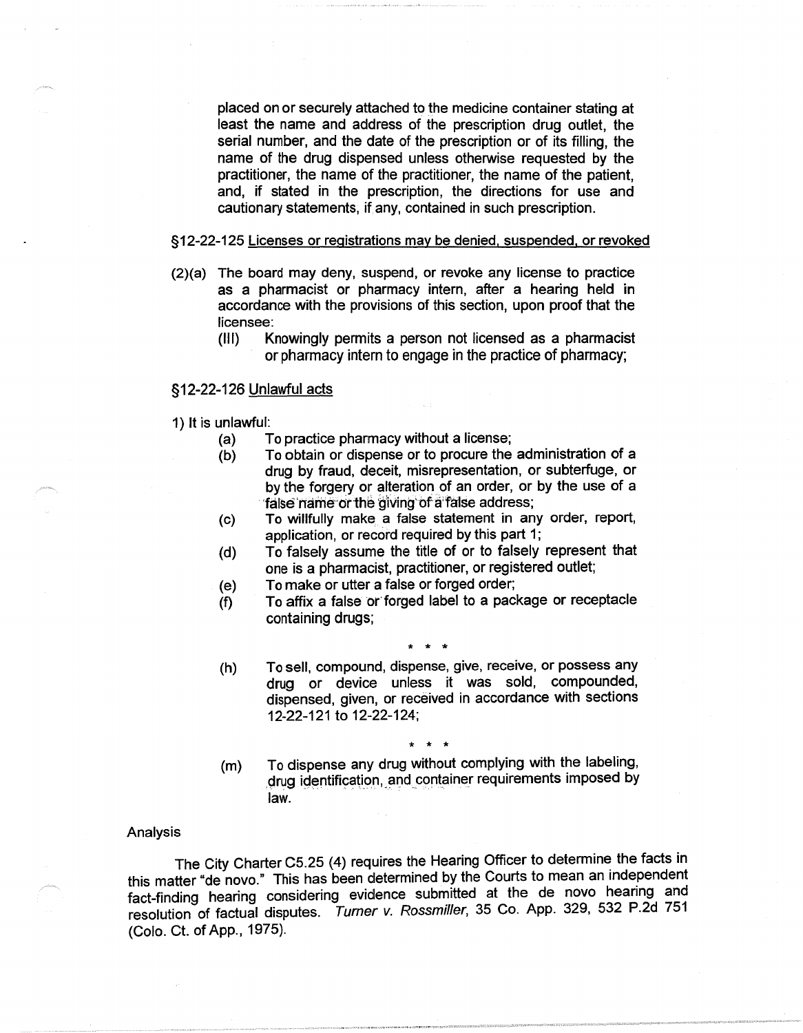placed on or securely attached to the medicine container stating at least the name and address of the prescription drug outlet, the serial number, and the date of the prescription or of its filling, the name of the drug dispensed unless otherwise requested by the practitioner, the name of the practitioner, the name of the patient, and, if stated in the prescription, the directions for use and cautionary statements, if any, contained in such prescription.

§12-22-125 Licenses or registrations may be denied, suspended, or revoked

(2)(a) The board may deny, suspend, or revoke any license to practice as a pharmacist or pharmacy intern, after a hearing held in accordance with the provisions of this section, upon proof that the licensee:

(III) Knowingly permits a person not licensed as a pharmacist or pharmacy intern to engage in the practice of pharmacy;

§12-22-126 Unlawful acts

1) It is unlawful:

(a) To practice pharmacy without a license;

(b) To obtain or dispense or to procure the administration of a drug by fraud, deceit, misrepresentation, or subterfuge, or by the forgery or alteration of an order, or by the use of a false name or the giving of a false address;

(c) To willfully make a false statement in any order, report, application, or record required by this part 1;

(d) To falsely assume the title of or to falsely represent that one is a pharmacist, practitioner, or registered outlet;

(e) To make or utter a false or forged order;

(f) To affix a false or forged label to a package or receptacle containing drugs;

\* \* \*

(h) To sell, compound, dispense, give, receive, or possess any drug or device unless it was sold, compounded, dispensed, given, or received in accordance with sections 12-22-121 to 12-22-124;

\* \* \*

(m) To dispense any drug without complying with the labeling, drug identification, and container requirements imposed by law.

Analysis

The City Charter C5.25 (4) requires the Hearing Officer to determine the facts in this matter "de novo." This has been determined by the Courts to mean an independent fact-finding hearing considering evidence submitted at the de novo hearing and resolution of factual disputes. *Turner v. Rossmiller*, 35 Co. App. 329, 532 P.2d 751 (Colo. Ct. of App., 1975).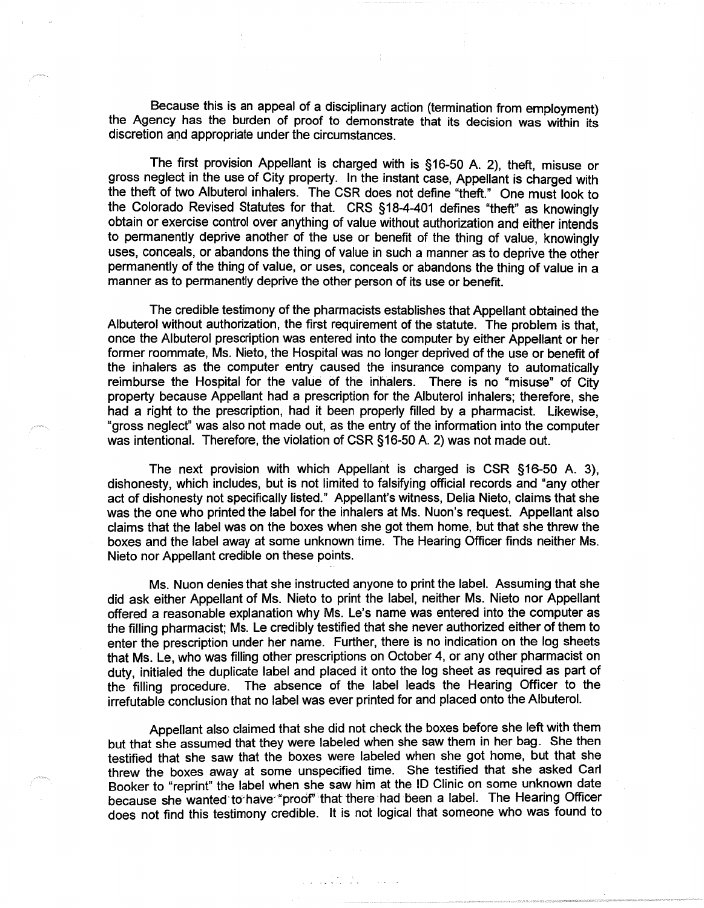Because this is an appeal of a disciplinary action (termination from employment) the Agency has the burden of proof to demonstrate that its decision was within its discretion and appropriate under the circumstances.

The first provision Appellant is charged with is §16-50 A. 2), theft, misuse or gross neglect in the use of City property. In the instant case, Appellant is charged with the theft of two Albuterol inhalers. The CSR does not define "theft." One must look to the Colorado Revised Statutes for that. CRS §18-4-401 defines "theft" as knowingly obtain or exercise control over anything of value without authorization and either intends to permanently deprive another of the use or benefit of the thing of value, knowingly uses, conceals, or abandons the thing of value in such a manner as to deprive the other permanently of the thing of value, or uses, conceals or abandons the thing of value in a manner as to permanently deprive the other person of its use or benefit.

The credible testimony of the pharmacists establishes that Appellant obtained the Albuterol without authorization, the first requirement of the statute. The problem is that, once the Albuterol prescription was entered into the computer by either Appellant or her former roommate, Ms. Nieto, the Hospital was no longer deprived of the use or benefit of the inhalers as the computer entry caused the insurance company to automatically reimburse the Hospital for the value of the inhalers. There is no "misuse" of City property because Appellant had a prescription for the Albuterol inhalers; therefore, she had a right to the prescription, had it been properly filled by a pharmacist. Likewise, "gross neglect" was also not made out, as the entry of the information into the computer was intentional. Therefore, the violation of CSR §16-50 A. 2) was not made out.

The next provision with which Appellant is charged is CSR §16-50 A. 3), dishonesty, which includes, but is not limited to falsifying official records and "any other act of dishonesty not specifically listed." Appellant's witness, Delia Nieto, claims that she was the one who printed the label for the inhalers at Ms. Nuon's request. Appellant also claims that the label was on the boxes when she got them home, but that she threw the boxes and the label away at some unknown time. The Hearing Officer finds neither Ms. Nieto nor Appellant credible on these points.

Ms. Nuon denies that she instructed anyone to print the label. Assuming that she did ask either Appellant of Ms. Nieto to print the label, neither Ms. Nieto nor Appellant offered a reasonable explanation why Ms. Le's name was entered into the computer as the filling pharmacist; Ms. Le credibly testified that she never authorized either of them to enter the prescription under her name. Further, there is no indication on the log sheets that Ms. Le, who was filling other prescriptions on October 4, or any other pharmacist on duty, initialed the duplicate label and placed it onto the log sheet as required as part of the filling procedure. The absence of the label leads the Hearing Officer to the irrefutable conclusion that no label was ever printed for and placed onto the Albuterol.

Appellant also claimed that she did not check the boxes before she left with them but that she assumed that they were labeled when she saw them in her bag. She then testified that she saw that the boxes were labeled when she got home, but that she threw the boxes away at some unspecified time. She testified that she asked Carl Booker to "reprint" the label when she saw him at the ID Clinic on some unknown date because she wanted to have "proof" that there had been a label. The Hearing Officer does not find this testimony credible. It is not logical that someone who was found to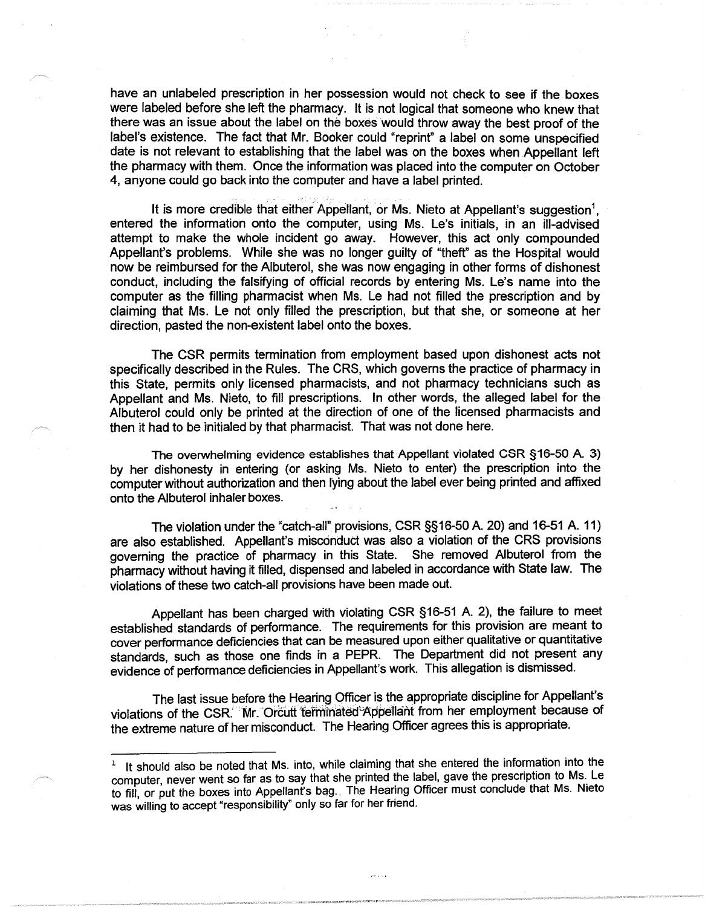have an unlabeled prescription in her possession would not check to see if the boxes were labeled before she left the pharmacy. It is not logical that someone who knew that there was an issue about the label on the boxes would throw away the best proof of the label's existence. The fact that Mr. Booker could "reprint" a label on some unspecified date is not relevant to establishing that the label was on the boxes when Appellant left the pharmacy with them. Once the information was placed into the computer on October 4, anyone could go back into the computer and have a label printed.

It is more credible that either Appellant, or Ms. Nieto at Appellant's suggestion[1], entered the information onto the computer, using Ms. Le's initials, in an ill-advised attempt to make the whole incident go away. However, this act only compounded Appellant's problems. While she was no longer guilty of "theft" as the Hospital would now be reimbursed for the Albuterol, she was now engaging in other forms of dishonest conduct, including the falsifying of official records by entering Ms. Le's name into the computer as the filling pharmacist when Ms. Le had not filled the prescription and by claiming that Ms. Le not only filled the prescription, but that she, or someone at her direction, pasted the non-existent label onto the boxes.

The CSR permits termination from employment based upon dishonest acts not specifically described in the Rules. The CRS, which governs the practice of pharmacy in this State, permits only licensed pharmacists, and not pharmacy technicians such as Appellant and Ms. Nieto, to fill prescriptions. In other words, the alleged label for the Albuterol could only be printed at the direction of one of the licensed pharmacists and then it had to be initialed by that pharmacist. That was not done here.

The overwhelming evidence establishes that Appellant violated CSR §16-50 A. 3) by her dishonesty in entering (or asking Ms. Nieto to enter) the prescription into the computer without authorization and then lying about the label ever being printed and affixed onto the Albuterol inhaler boxes.

The violation under the "catch-all" provisions, CSR §§16-50 A. 20) and 16-51 A. 11) are also established. Appellant's misconduct was also a violation of the CRS provisions governing the practice of pharmacy in this State. She removed Albuterol from the pharmacy without having it filled, dispensed and labeled in accordance with State law. The violations of these two catch-all provisions have been made out.

Appellant has been charged with violating CSR §16-51 A. 2), the failure to meet established standards of performance. The requirements for this provision are meant to cover performance deficiencies that can be measured upon either qualitative or quantitative standards, such as those one finds in a PEPR. The Department did not present any evidence of performance deficiencies in Appellant's work. This allegation is dismissed.

The last issue before the Hearing Officer is the appropriate discipline for Appellant's violations of the CSR. Mr. Orcutt terminated Appellant from her employment because of the extreme nature of her misconduct. The Hearing Officer agrees this is appropriate.

---

[1] It should also be noted that Ms. into, while claiming that she entered the information into the computer, never went so far as to say that she printed the label, gave the prescription to Ms. Le to fill, or put the boxes into Appellant's bag. The Hearing Officer must conclude that Ms. Nieto was willing to accept "responsibility" only so far for her friend.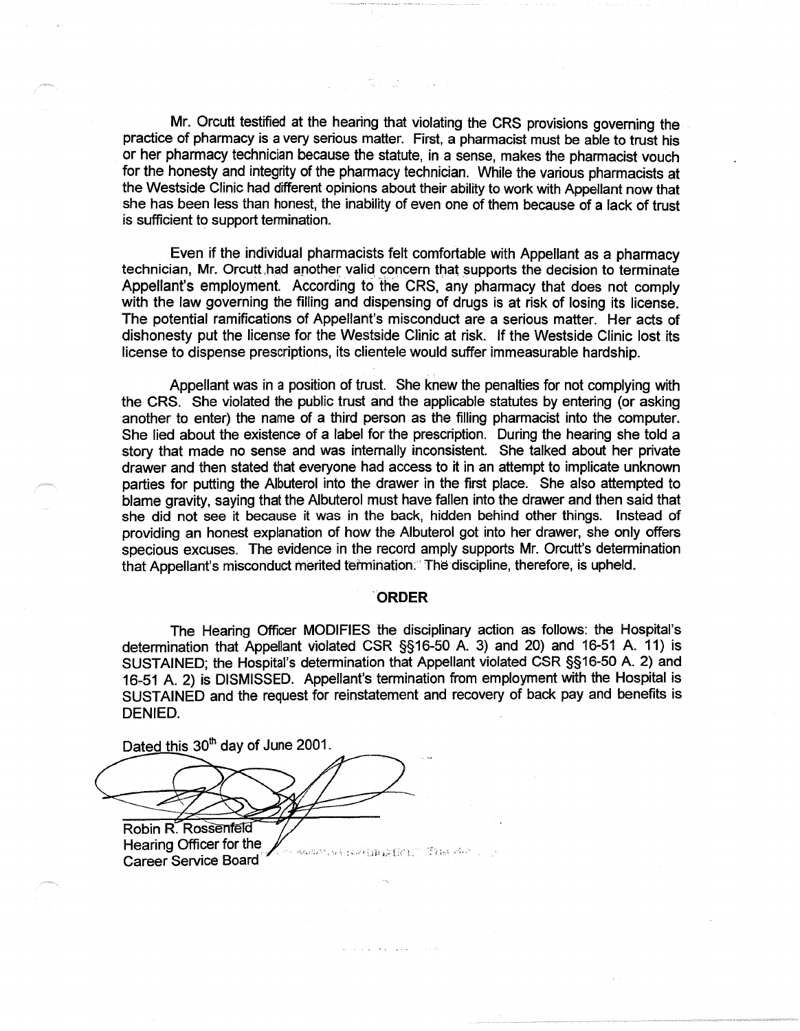Mr. Orcutt testified at the hearing that violating the CRS provisions governing the practice of pharmacy is a very serious matter. First, a pharmacist must be able to trust his or her pharmacy technician because the statute, in a sense, makes the pharmacist vouch for the honesty and integrity of the pharmacy technician. While the various pharmacists at the Westside Clinic had different opinions about their ability to work with Appellant now that she has been less than honest, the inability of even one of them because of a lack of trust is sufficient to support termination.

Even if the individual pharmacists felt comfortable with Appellant as a pharmacy technician, Mr. Orcutt had another valid concern that supports the decision to terminate Appellant's employment. According to the CRS, any pharmacy that does not comply with the law governing the filling and dispensing of drugs is at risk of losing its license. The potential ramifications of Appellant's misconduct are a serious matter. Her acts of dishonesty put the license for the Westside Clinic at risk. If the Westside Clinic lost its license to dispense prescriptions, its clientele would suffer immeasurable hardship.

Appellant was in a position of trust. She knew the penalties for not complying with the CRS. She violated the public trust and the applicable statutes by entering (or asking another to enter) the name of a third person as the filling pharmacist into the computer. She lied about the existence of a label for the prescription. During the hearing she told a story that made no sense and was internally inconsistent. She talked about her private drawer and then stated that everyone had access to it in an attempt to implicate unknown parties for putting the Albuterol into the drawer in the first place. She also attempted to blame gravity, saying that the Albuterol must have fallen into the drawer and then said that she did not see it because it was in the back, hidden behind other things. Instead of providing an honest explanation of how the Albuterol got into her drawer, she only offers specious excuses. The evidence in the record amply supports Mr. Orcutt's determination that Appellant's misconduct merited termination. The discipline, therefore, is upheld.

## ORDER

The Hearing Officer MODIFIES the disciplinary action as follows: the Hospital's determination that Appellant violated CSR §§16-50 A. 3) and 20) and 16-51 A. 11) is SUSTAINED; the Hospital's determination that Appellant violated CSR §§16-50 A. 2) and 16-51 A. 2) is DISMISSED. Appellant's termination from employment with the Hospital is SUSTAINED and the request for reinstatement and recovery of back pay and benefits is DENIED.

Dated this 30th day of June 2001.

Robin R. Rossenfeld
Hearing Officer for the
Career Service Board